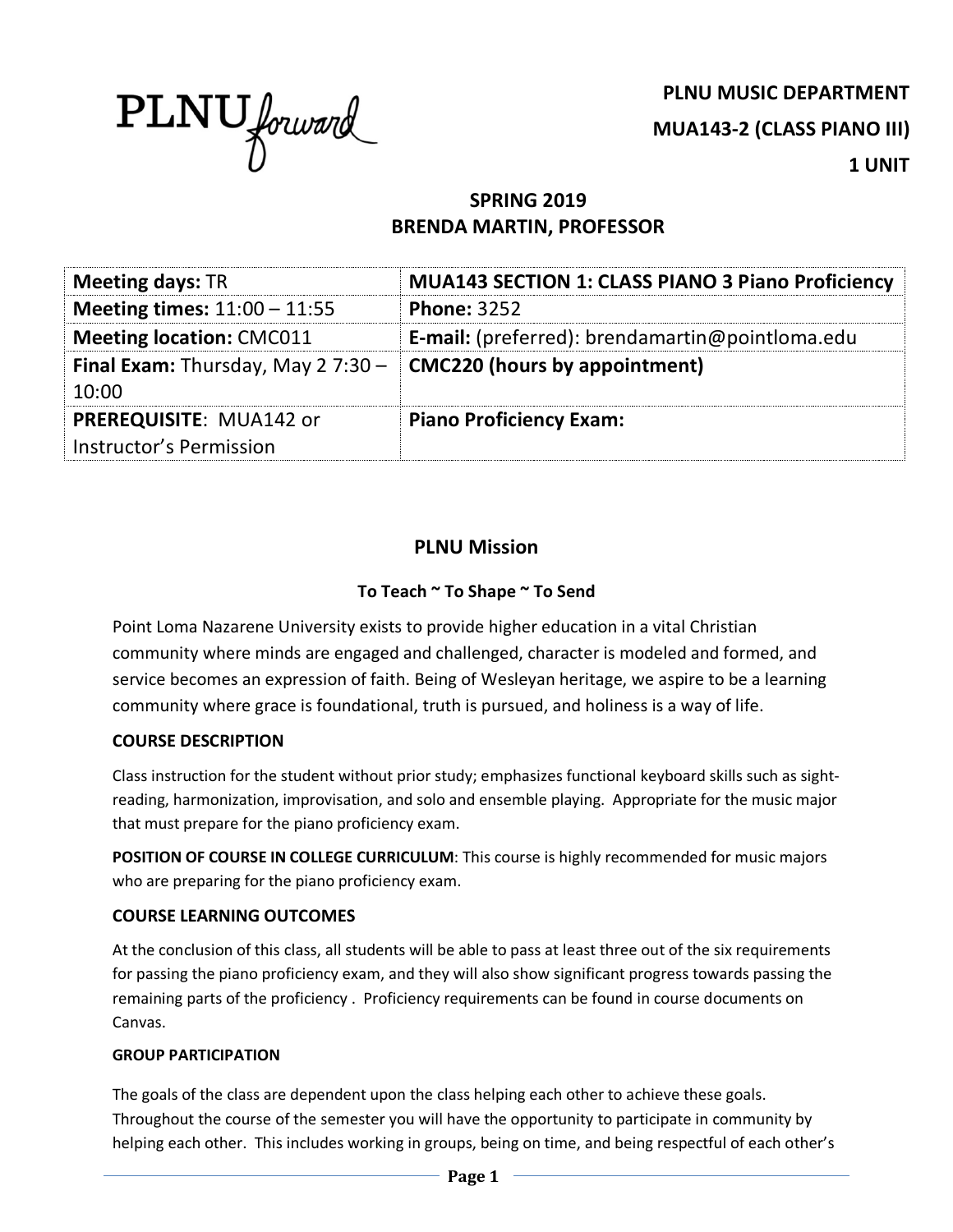PLNU*forward*

**PLNU MUSIC DEPARTMENT**

**MUA143-2 (CLASS PIANO III)**

**1 UNIT**

**SPRING 2019**
**BRENDA MARTIN, PROFESSOR**

| **Meeting days:** TR | **MUA143 SECTION 1: CLASS PIANO 3 Piano Proficiency** |
|---|---|
| **Meeting times:** 11:00 – 11:55 | **Phone:** 3252 |
| **Meeting location:** CMC011 | **E-mail:** (preferred): brendamartin@pointloma.edu |
| **Final Exam:** Thursday, May 2 7:30 – 10:00 | **CMC220 (hours by appointment)** |
| **PREREQUISITE**: MUA142 or Instructor's Permission | **Piano Proficiency Exam:** |

## PLNU Mission

### To Teach ~ To Shape ~ To Send

Point Loma Nazarene University exists to provide higher education in a vital Christian community where minds are engaged and challenged, character is modeled and formed, and service becomes an expression of faith. Being of Wesleyan heritage, we aspire to be a learning community where grace is foundational, truth is pursued, and holiness is a way of life.

### COURSE DESCRIPTION

Class instruction for the student without prior study; emphasizes functional keyboard skills such as sight-reading, harmonization, improvisation, and solo and ensemble playing. Appropriate for the music major that must prepare for the piano proficiency exam.

**POSITION OF COURSE IN COLLEGE CURRICULUM**: This course is highly recommended for music majors who are preparing for the piano proficiency exam.

### COURSE LEARNING OUTCOMES

At the conclusion of this class, all students will be able to pass at least three out of the six requirements for passing the piano proficiency exam, and they will also show significant progress towards passing the remaining parts of the proficiency . Proficiency requirements can be found in course documents on Canvas.

#### GROUP PARTICIPATION

The goals of the class are dependent upon the class helping each other to achieve these goals. Throughout the course of the semester you will have the opportunity to participate in community by helping each other. This includes working in groups, being on time, and being respectful of each other's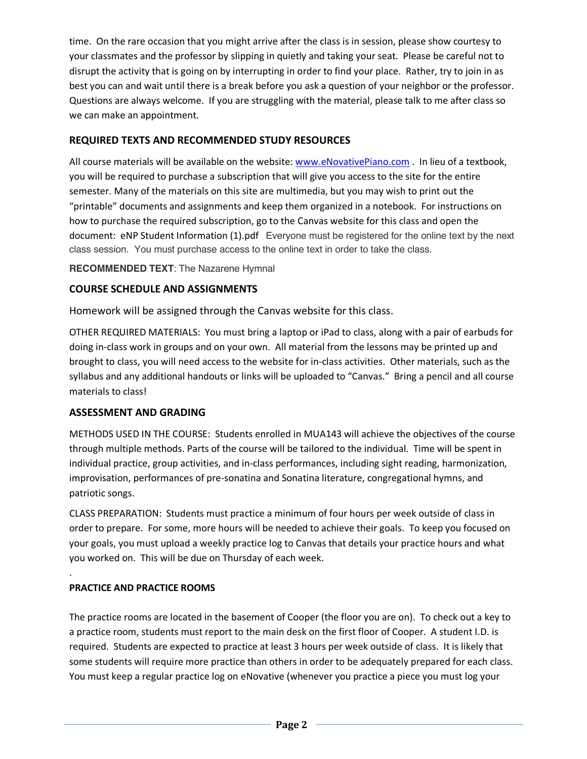time. On the rare occasion that you might arrive after the class is in session, please show courtesy to your classmates and the professor by slipping in quietly and taking your seat. Please be careful not to disrupt the activity that is going on by interrupting in order to find your place. Rather, try to join in as best you can and wait until there is a break before you ask a question of your neighbor or the professor. Questions are always welcome. If you are struggling with the material, please talk to me after class so we can make an appointment.

## REQUIRED TEXTS AND RECOMMENDED STUDY RESOURCES

All course materials will be available on the website: www.eNovativePiano.com . In lieu of a textbook, you will be required to purchase a subscription that will give you access to the site for the entire semester. Many of the materials on this site are multimedia, but you may wish to print out the "printable" documents and assignments and keep them organized in a notebook. For instructions on how to purchase the required subscription, go to the Canvas website for this class and open the document: eNP Student Information (1).pdf Everyone must be registered for the online text by the next class session. You must purchase access to the online text in order to take the class.

**RECOMMENDED TEXT**: The Nazarene Hymnal

## COURSE SCHEDULE AND ASSIGNMENTS

Homework will be assigned through the Canvas website for this class.

OTHER REQUIRED MATERIALS: You must bring a laptop or iPad to class, along with a pair of earbuds for doing in-class work in groups and on your own. All material from the lessons may be printed up and brought to class, you will need access to the website for in-class activities. Other materials, such as the syllabus and any additional handouts or links will be uploaded to "Canvas." Bring a pencil and all course materials to class!

## ASSESSMENT AND GRADING

METHODS USED IN THE COURSE: Students enrolled in MUA143 will achieve the objectives of the course through multiple methods. Parts of the course will be tailored to the individual. Time will be spent in individual practice, group activities, and in-class performances, including sight reading, harmonization, improvisation, performances of pre-sonatina and Sonatina literature, congregational hymns, and patriotic songs.

CLASS PREPARATION: Students must practice a minimum of four hours per week outside of class in order to prepare. For some, more hours will be needed to achieve their goals. To keep you focused on your goals, you must upload a weekly practice log to Canvas that details your practice hours and what you worked on. This will be due on Thursday of each week.

.

### PRACTICE AND PRACTICE ROOMS

The practice rooms are located in the basement of Cooper (the floor you are on). To check out a key to a practice room, students must report to the main desk on the first floor of Cooper. A student I.D. is required. Students are expected to practice at least 3 hours per week outside of class. It is likely that some students will require more practice than others in order to be adequately prepared for each class. You must keep a regular practice log on eNovative (whenever you practice a piece you must log your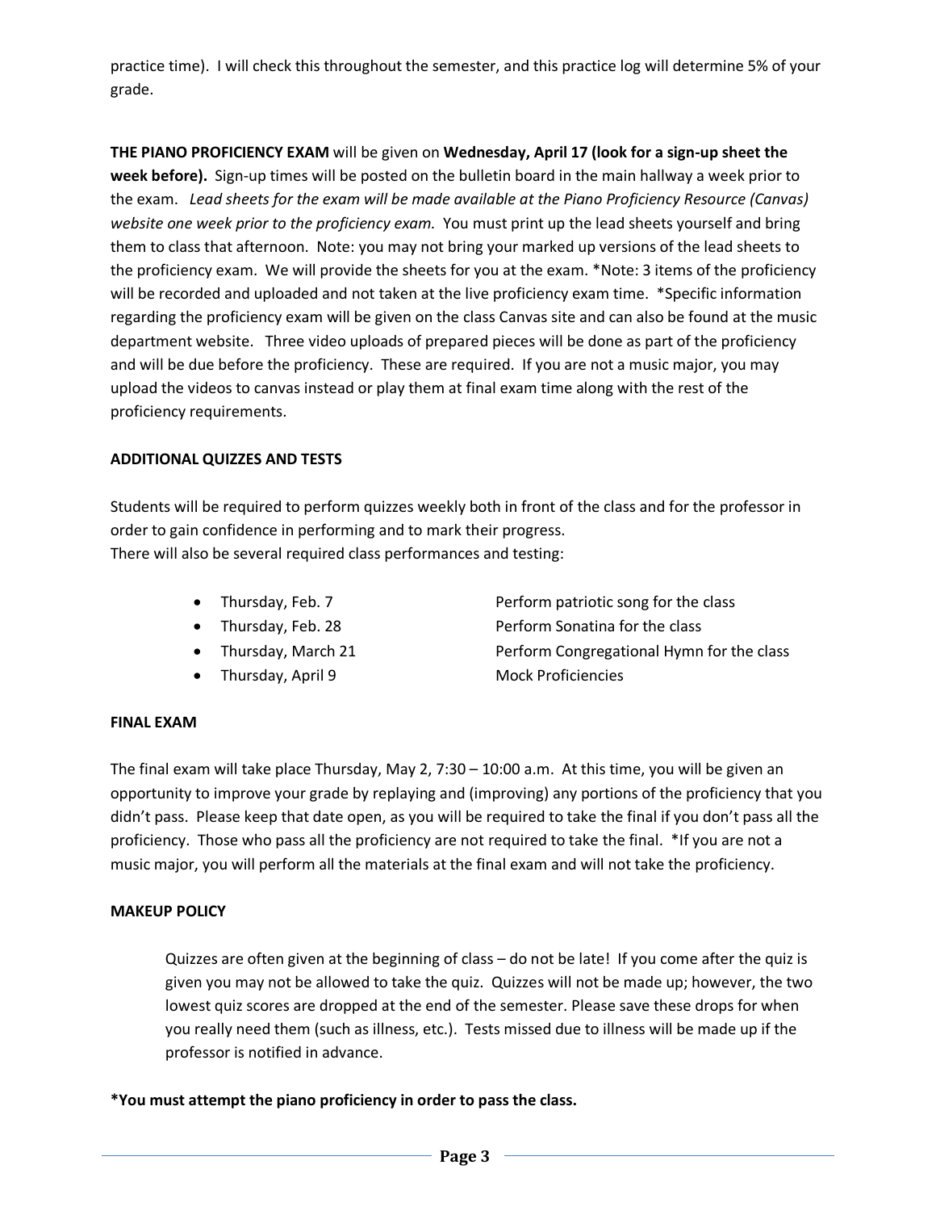practice time). I will check this throughout the semester, and this practice log will determine 5% of your grade.

**THE PIANO PROFICIENCY EXAM** will be given on **Wednesday, April 17 (look for a sign-up sheet the week before).** Sign-up times will be posted on the bulletin board in the main hallway a week prior to the exam. *Lead sheets for the exam will be made available at the Piano Proficiency Resource (Canvas) website one week prior to the proficiency exam.* You must print up the lead sheets yourself and bring them to class that afternoon. Note: you may not bring your marked up versions of the lead sheets to the proficiency exam. We will provide the sheets for you at the exam. *Note: 3 items of the proficiency will be recorded and uploaded and not taken at the live proficiency exam time. *Specific information regarding the proficiency exam will be given on the class Canvas site and can also be found at the music department website. Three video uploads of prepared pieces will be done as part of the proficiency and will be due before the proficiency. These are required. If you are not a music major, you may upload the videos to canvas instead or play them at final exam time along with the rest of the proficiency requirements.

**ADDITIONAL QUIZZES AND TESTS**

Students will be required to perform quizzes weekly both in front of the class and for the professor in order to gain confidence in performing and to mark their progress.
There will also be several required class performances and testing:

- Thursday, Feb. 7 — Perform patriotic song for the class
- Thursday, Feb. 28 — Perform Sonatina for the class
- Thursday, March 21 — Perform Congregational Hymn for the class
- Thursday, April 9 — Mock Proficiencies

**FINAL EXAM**

The final exam will take place Thursday, May 2, 7:30 – 10:00 a.m. At this time, you will be given an opportunity to improve your grade by replaying and (improving) any portions of the proficiency that you didn't pass. Please keep that date open, as you will be required to take the final if you don't pass all the proficiency. Those who pass all the proficiency are not required to take the final. *If you are not a music major, you will perform all the materials at the final exam and will not take the proficiency.

**MAKEUP POLICY**

Quizzes are often given at the beginning of class – do not be late! If you come after the quiz is given you may not be allowed to take the quiz. Quizzes will not be made up; however, the two lowest quiz scores are dropped at the end of the semester. Please save these drops for when you really need them (such as illness, etc.). Tests missed due to illness will be made up if the professor is notified in advance.

**\*You must attempt the piano proficiency in order to pass the class.**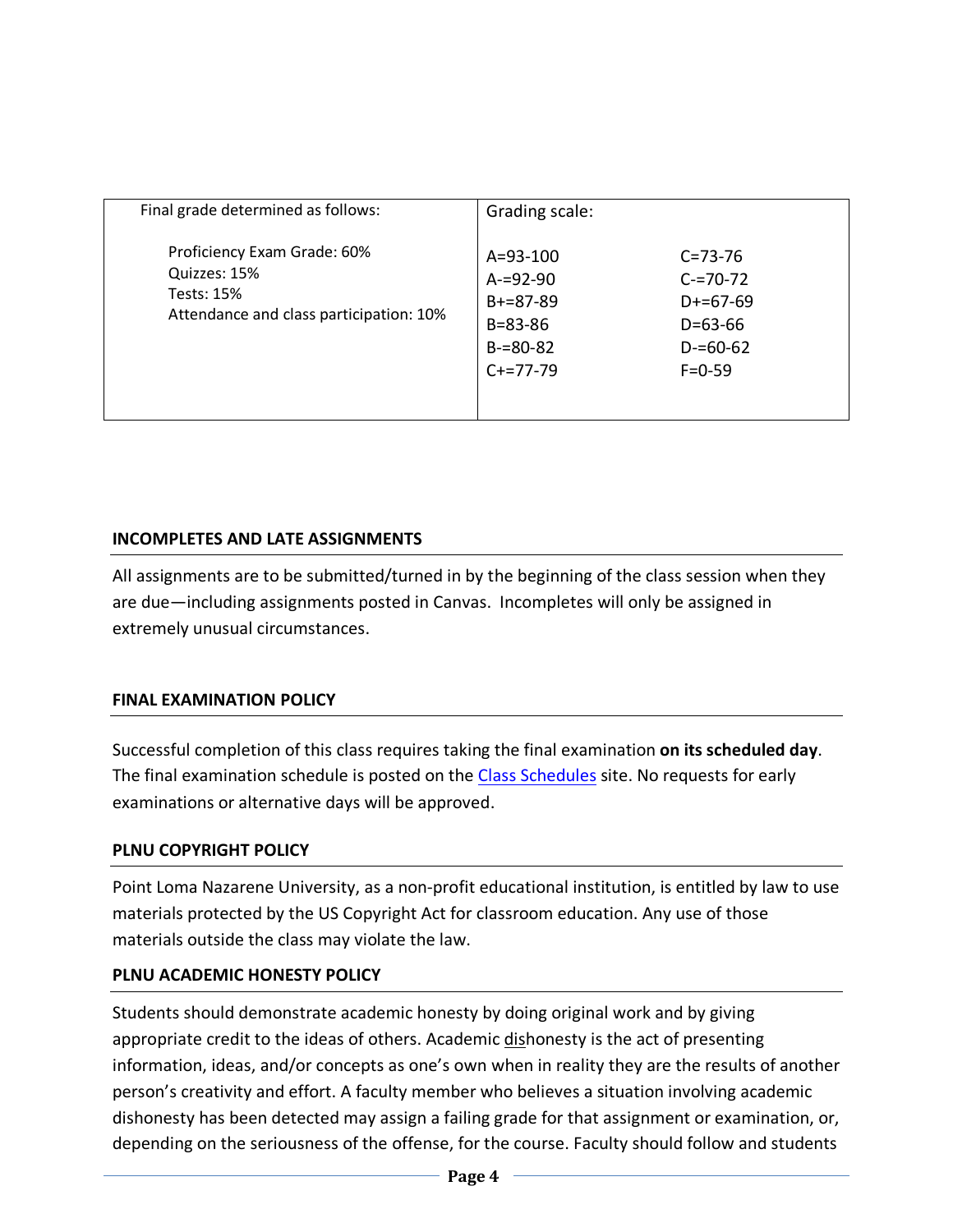| Final grade determined as follows: | Grading scale: | |
|---|---|---|
| Proficiency Exam Grade: 60%<br>Quizzes: 15%<br>Tests: 15%<br>Attendance and class participation: 10% | A=93-100<br>A-=92-90<br>B+=87-89<br>B=83-86<br>B-=80-82<br>C+=77-79 | C=73-76<br>C-=70-72<br>D+=67-69<br>D=63-66<br>D-=60-62<br>F=0-59 |

## INCOMPLETES AND LATE ASSIGNMENTS

All assignments are to be submitted/turned in by the beginning of the class session when they are due—including assignments posted in Canvas. Incompletes will only be assigned in extremely unusual circumstances.

## FINAL EXAMINATION POLICY

Successful completion of this class requires taking the final examination **on its scheduled day**. The final examination schedule is posted on the Class Schedules site. No requests for early examinations or alternative days will be approved.

## PLNU COPYRIGHT POLICY

Point Loma Nazarene University, as a non-profit educational institution, is entitled by law to use materials protected by the US Copyright Act for classroom education. Any use of those materials outside the class may violate the law.

## PLNU ACADEMIC HONESTY POLICY

Students should demonstrate academic honesty by doing original work and by giving appropriate credit to the ideas of others. Academic dishonesty is the act of presenting information, ideas, and/or concepts as one's own when in reality they are the results of another person's creativity and effort. A faculty member who believes a situation involving academic dishonesty has been detected may assign a failing grade for that assignment or examination, or, depending on the seriousness of the offense, for the course. Faculty should follow and students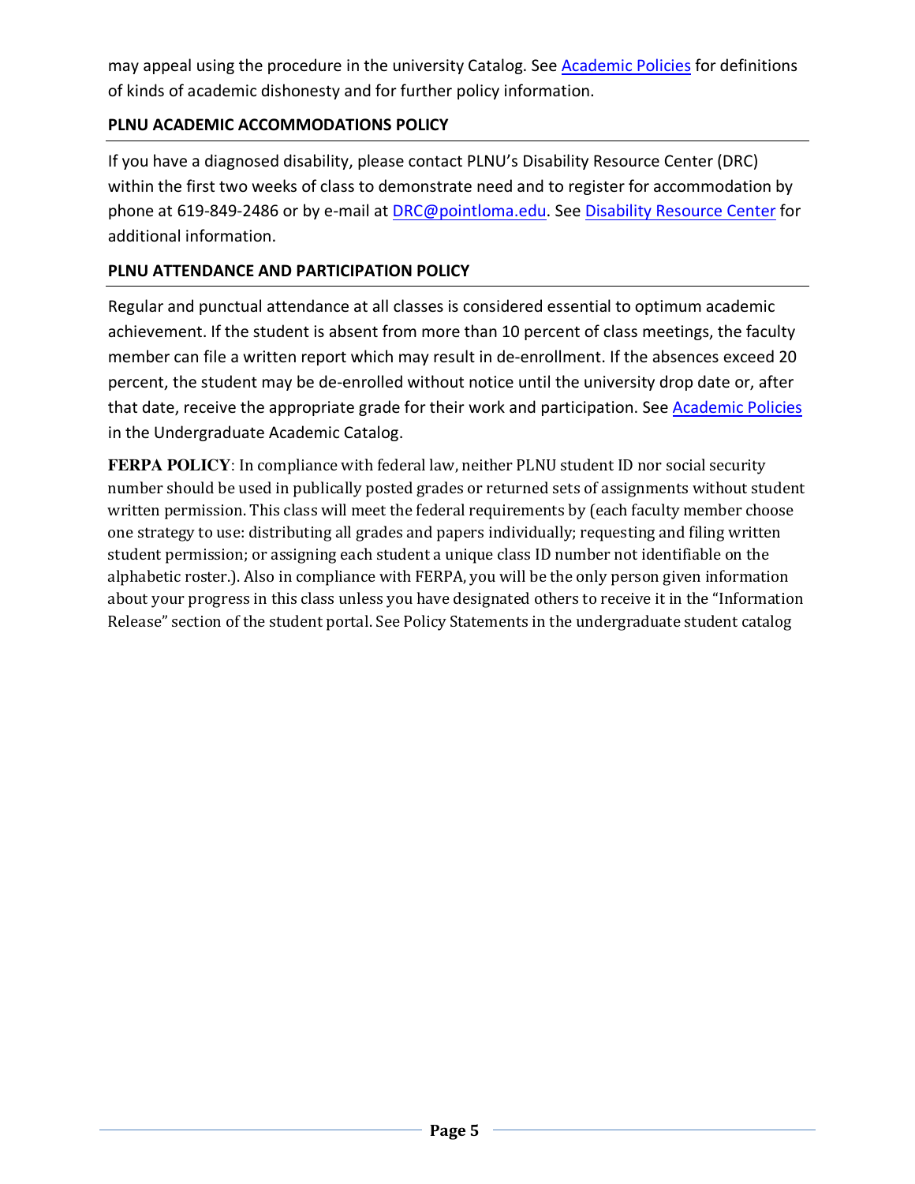may appeal using the procedure in the university Catalog. See [Academic Policies](#) for definitions of kinds of academic dishonesty and for further policy information.

### PLNU ACADEMIC ACCOMMODATIONS POLICY

If you have a diagnosed disability, please contact PLNU's Disability Resource Center (DRC) within the first two weeks of class to demonstrate need and to register for accommodation by phone at 619-849-2486 or by e-mail at DRC@pointloma.edu. See Disability Resource Center for additional information.

### PLNU ATTENDANCE AND PARTICIPATION POLICY

Regular and punctual attendance at all classes is considered essential to optimum academic achievement. If the student is absent from more than 10 percent of class meetings, the faculty member can file a written report which may result in de-enrollment. If the absences exceed 20 percent, the student may be de-enrolled without notice until the university drop date or, after that date, receive the appropriate grade for their work and participation. See Academic Policies in the Undergraduate Academic Catalog.

**FERPA POLICY**: In compliance with federal law, neither PLNU student ID nor social security number should be used in publically posted grades or returned sets of assignments without student written permission. This class will meet the federal requirements by (each faculty member choose one strategy to use: distributing all grades and papers individually; requesting and filing written student permission; or assigning each student a unique class ID number not identifiable on the alphabetic roster.). Also in compliance with FERPA, you will be the only person given information about your progress in this class unless you have designated others to receive it in the "Information Release" section of the student portal. See Policy Statements in the undergraduate student catalog